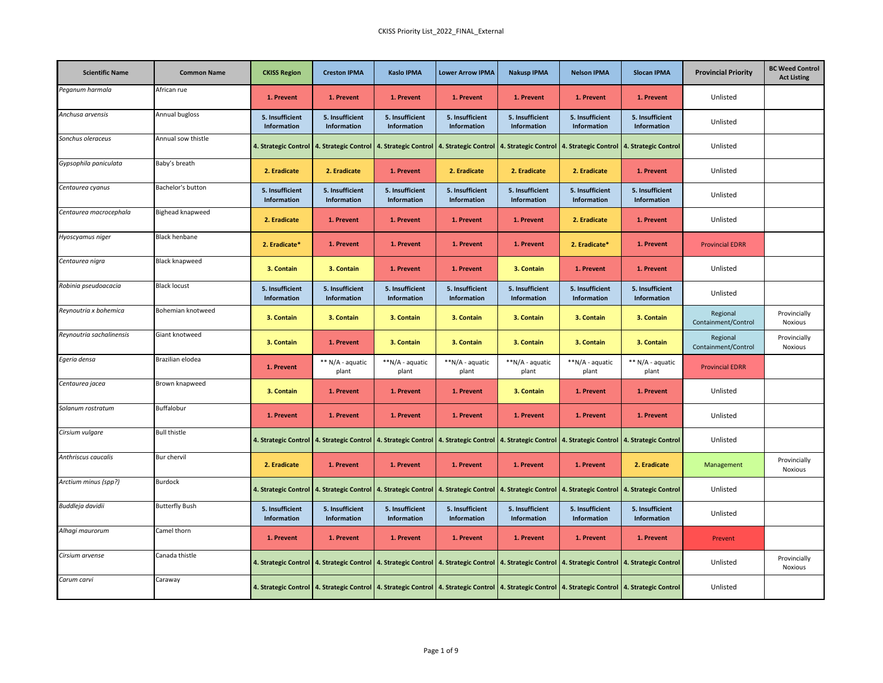| Scientific Name | Common Name | CKISS Region | Creston IPMA | Kaslo IPMA | Lower Arrow IPMA | Nakusp IPMA | Nelson IPMA | Slocan IPMA | Provincial Priority | BC Weed Control Act Listing |
|---|---|---|---|---|---|---|---|---|---|---|
| *Peganum harmala* | African rue | 1. Prevent | 1. Prevent | 1. Prevent | 1. Prevent | 1. Prevent | 1. Prevent | 1. Prevent | Unlisted | |
| *Anchusa arvensis* | Annual bugloss | 5. Insufficient Information | 5. Insufficient Information | 5. Insufficient Information | 5. Insufficient Information | 5. Insufficient Information | 5. Insufficient Information | 5. Insufficient Information | Unlisted | |
| *Sonchus oleraceus* | Annual sow thistle | 4. Strategic Control | 4. Strategic Control | 4. Strategic Control | 4. Strategic Control | 4. Strategic Control | 4. Strategic Control | 4. Strategic Control | Unlisted | |
| *Gypsophila paniculata* | Baby's breath | 2. Eradicate | 2. Eradicate | 1. Prevent | 2. Eradicate | 2. Eradicate | 2. Eradicate | 1. Prevent | Unlisted | |
| *Centaurea cyanus* | Bachelor's button | 5. Insufficient Information | 5. Insufficient Information | 5. Insufficient Information | 5. Insufficient Information | 5. Insufficient Information | 5. Insufficient Information | 5. Insufficient Information | Unlisted | |
| *Centaurea macrocephala* | Bighead knapweed | 2. Eradicate | 1. Prevent | 1. Prevent | 1. Prevent | 1. Prevent | 2. Eradicate | 1. Prevent | Unlisted | |
| *Hyoscyamus niger* | Black henbane | 2. Eradicate* | 1. Prevent | 1. Prevent | 1. Prevent | 1. Prevent | 2. Eradicate* | 1. Prevent | Provincial EDRR | |
| *Centaurea nigra* | Black knapweed | 3. Contain | 3. Contain | 1. Prevent | 1. Prevent | 3. Contain | 1. Prevent | 1. Prevent | Unlisted | |
| *Robinia pseudoacacia* | Black locust | 5. Insufficient Information | 5. Insufficient Information | 5. Insufficient Information | 5. Insufficient Information | 5. Insufficient Information | 5. Insufficient Information | 5. Insufficient Information | Unlisted | |
| *Reynoutria x bohemica* | Bohemian knotweed | 3. Contain | 3. Contain | 3. Contain | 3. Contain | 3. Contain | 3. Contain | 3. Contain | Regional Containment/Control | Provincially Noxious |
| *Reynoutria sachalinensis* | Giant knotweed | 3. Contain | 1. Prevent | 3. Contain | 3. Contain | 3. Contain | 3. Contain | 3. Contain | Regional Containment/Control | Provincially Noxious |
| *Egeria densa* | Brazilian elodea | 1. Prevent | ** N/A - aquatic plant | **N/A - aquatic plant | **N/A - aquatic plant | **N/A - aquatic plant | **N/A - aquatic plant | ** N/A - aquatic plant | Provincial EDRR | |
| *Centaurea jacea* | Brown knapweed | 3. Contain | 1. Prevent | 1. Prevent | 1. Prevent | 3. Contain | 1. Prevent | 1. Prevent | Unlisted | |
| *Solanum rostratum* | Buffalobur | 1. Prevent | 1. Prevent | 1. Prevent | 1. Prevent | 1. Prevent | 1. Prevent | 1. Prevent | Unlisted | |
| *Cirsium vulgare* | Bull thistle | 4. Strategic Control | 4. Strategic Control | 4. Strategic Control | 4. Strategic Control | 4. Strategic Control | 4. Strategic Control | 4. Strategic Control | Unlisted | |
| *Anthriscus caucalis* | Bur chervil | 2. Eradicate | 1. Prevent | 1. Prevent | 1. Prevent | 1. Prevent | 1. Prevent | 2. Eradicate | Management | Provincially Noxious |
| *Arctium minus (spp?)* | Burdock | 4. Strategic Control | 4. Strategic Control | 4. Strategic Control | 4. Strategic Control | 4. Strategic Control | 4. Strategic Control | 4. Strategic Control | Unlisted | |
| *Buddleja davidii* | Butterfly Bush | 5. Insufficient Information | 5. Insufficient Information | 5. Insufficient Information | 5. Insufficient Information | 5. Insufficient Information | 5. Insufficient Information | 5. Insufficient Information | Unlisted | |
| *Alhagi maurorum* | Camel thorn | 1. Prevent | 1. Prevent | 1. Prevent | 1. Prevent | 1. Prevent | 1. Prevent | 1. Prevent | Prevent | |
| *Cirsium arvense* | Canada thistle | 4. Strategic Control | 4. Strategic Control | 4. Strategic Control | 4. Strategic Control | 4. Strategic Control | 4. Strategic Control | 4. Strategic Control | Unlisted | Provincially Noxious |
| *Carum carvi* | Caraway | 4. Strategic Control | 4. Strategic Control | 4. Strategic Control | 4. Strategic Control | 4. Strategic Control | 4. Strategic Control | 4. Strategic Control | Unlisted | |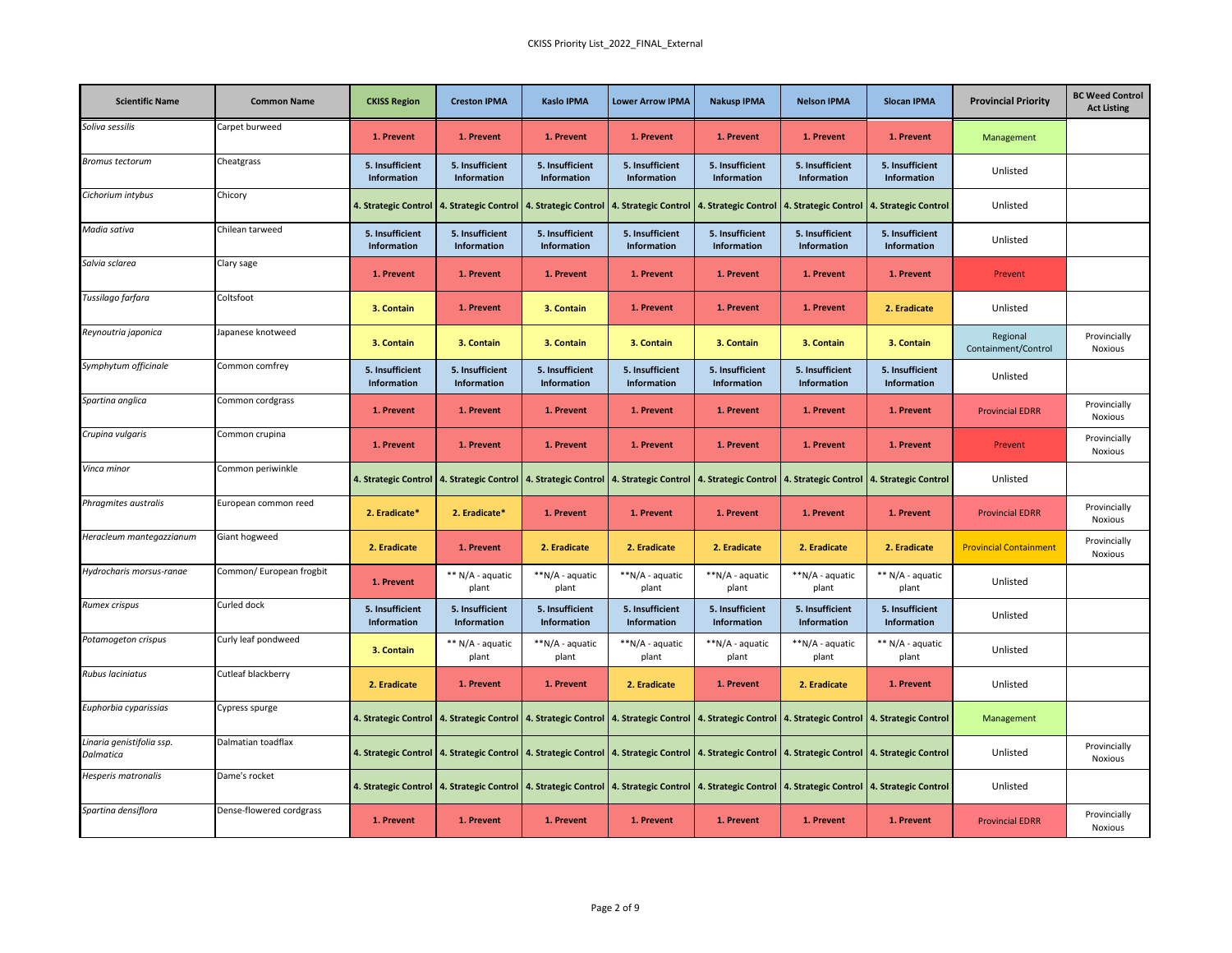| Scientific Name | Common Name | CKISS Region | Creston IPMA | Kaslo IPMA | Lower Arrow IPMA | Nakusp IPMA | Nelson IPMA | Slocan IPMA | Provincial Priority | BC Weed Control Act Listing |
|---|---|---|---|---|---|---|---|---|---|---|
| *Soliva sessilis* | Carpet burweed | 1. Prevent | 1. Prevent | 1. Prevent | 1. Prevent | 1. Prevent | 1. Prevent | 1. Prevent | Management | |
| *Bromus tectorum* | Cheatgrass | 5. Insufficient Information | 5. Insufficient Information | 5. Insufficient Information | 5. Insufficient Information | 5. Insufficient Information | 5. Insufficient Information | 5. Insufficient Information | Unlisted | |
| *Cichorium intybus* | Chicory | 4. Strategic Control | 4. Strategic Control | 4. Strategic Control | 4. Strategic Control | 4. Strategic Control | 4. Strategic Control | 4. Strategic Control | Unlisted | |
| *Madia sativa* | Chilean tarweed | 5. Insufficient Information | 5. Insufficient Information | 5. Insufficient Information | 5. Insufficient Information | 5. Insufficient Information | 5. Insufficient Information | 5. Insufficient Information | Unlisted | |
| *Salvia sclarea* | Clary sage | 1. Prevent | 1. Prevent | 1. Prevent | 1. Prevent | 1. Prevent | 1. Prevent | 1. Prevent | Prevent | |
| *Tussilago farfara* | Coltsfoot | 3. Contain | 1. Prevent | 3. Contain | 1. Prevent | 1. Prevent | 1. Prevent | 2. Eradicate | Unlisted | |
| *Reynoutria japonica* | Japanese knotweed | 3. Contain | 3. Contain | 3. Contain | 3. Contain | 3. Contain | 3. Contain | 3. Contain | Regional Containment/Control | Provincially Noxious |
| *Symphytum officinale* | Common comfrey | 5. Insufficient Information | 5. Insufficient Information | 5. Insufficient Information | 5. Insufficient Information | 5. Insufficient Information | 5. Insufficient Information | 5. Insufficient Information | Unlisted | |
| *Spartina anglica* | Common cordgrass | 1. Prevent | 1. Prevent | 1. Prevent | 1. Prevent | 1. Prevent | 1. Prevent | 1. Prevent | Provincial EDRR | Provincially Noxious |
| *Crupina vulgaris* | Common crupina | 1. Prevent | 1. Prevent | 1. Prevent | 1. Prevent | 1. Prevent | 1. Prevent | 1. Prevent | Prevent | Provincially Noxious |
| *Vinca minor* | Common periwinkle | 4. Strategic Control | 4. Strategic Control | 4. Strategic Control | 4. Strategic Control | 4. Strategic Control | 4. Strategic Control | 4. Strategic Control | Unlisted | |
| *Phragmites australis* | European common reed | 2. Eradicate* | 2. Eradicate* | 1. Prevent | 1. Prevent | 1. Prevent | 1. Prevent | 1. Prevent | Provincial EDRR | Provincially Noxious |
| *Heracleum mantegazzianum* | Giant hogweed | 2. Eradicate | 1. Prevent | 2. Eradicate | 2. Eradicate | 2. Eradicate | 2. Eradicate | 2. Eradicate | Provincial Containment | Provincially Noxious |
| *Hydrocharis morsus-ranae* | Common/ European frogbit | 1. Prevent | ** N/A - aquatic plant | **N/A - aquatic plant | **N/A - aquatic plant | **N/A - aquatic plant | **N/A - aquatic plant | ** N/A - aquatic plant | Unlisted | |
| *Rumex crispus* | Curled dock | 5. Insufficient Information | 5. Insufficient Information | 5. Insufficient Information | 5. Insufficient Information | 5. Insufficient Information | 5. Insufficient Information | 5. Insufficient Information | Unlisted | |
| *Potamogeton crispus* | Curly leaf pondweed | 3. Contain | ** N/A - aquatic plant | **N/A - aquatic plant | **N/A - aquatic plant | **N/A - aquatic plant | **N/A - aquatic plant | ** N/A - aquatic plant | Unlisted | |
| *Rubus laciniatus* | Cutleaf blackberry | 2. Eradicate | 1. Prevent | 1. Prevent | 2. Eradicate | 1. Prevent | 2. Eradicate | 1. Prevent | Unlisted | |
| *Euphorbia cyparissias* | Cypress spurge | 4. Strategic Control | 4. Strategic Control | 4. Strategic Control | 4. Strategic Control | 4. Strategic Control | 4. Strategic Control | 4. Strategic Control | Management | |
| *Linaria genistifolia ssp. Dalmatica* | Dalmatian toadflax | 4. Strategic Control | 4. Strategic Control | 4. Strategic Control | 4. Strategic Control | 4. Strategic Control | 4. Strategic Control | 4. Strategic Control | Unlisted | Provincially Noxious |
| *Hesperis matronalis* | Dame's rocket | 4. Strategic Control | 4. Strategic Control | 4. Strategic Control | 4. Strategic Control | 4. Strategic Control | 4. Strategic Control | 4. Strategic Control | Unlisted | |
| *Spartina densiflora* | Dense-flowered cordgrass | 1. Prevent | 1. Prevent | 1. Prevent | 1. Prevent | 1. Prevent | 1. Prevent | 1. Prevent | Provincial EDRR | Provincially Noxious |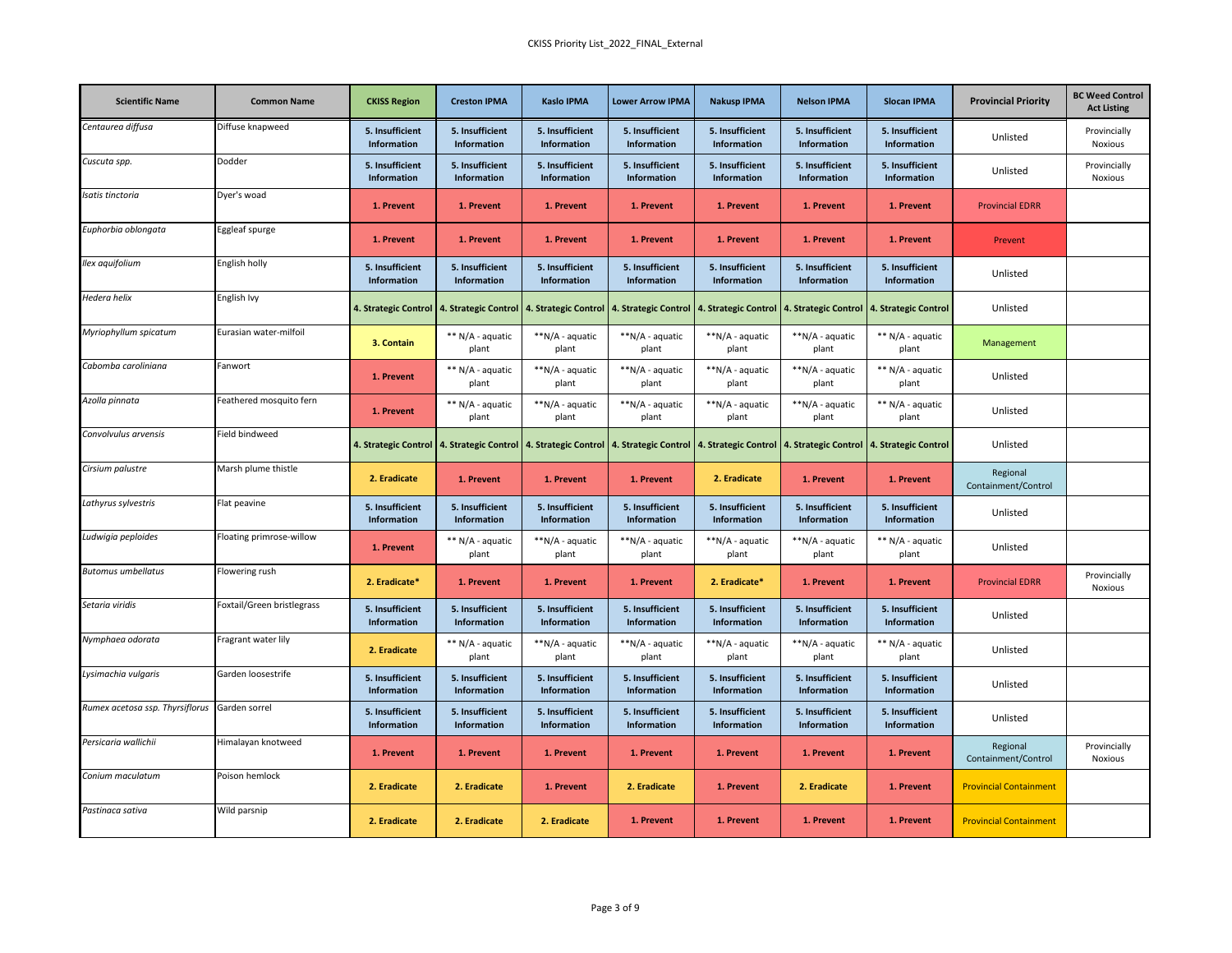| Scientific Name | Common Name | CKISS Region | Creston IPMA | Kaslo IPMA | Lower Arrow IPMA | Nakusp IPMA | Nelson IPMA | Slocan IPMA | Provincial Priority | BC Weed Control Act Listing |
|---|---|---|---|---|---|---|---|---|---|---|
| *Centaurea diffusa* | Diffuse knapweed | **5. Insufficient Information** | **5. Insufficient Information** | **5. Insufficient Information** | **5. Insufficient Information** | **5. Insufficient Information** | **5. Insufficient Information** | **5. Insufficient Information** | Unlisted | Provincially Noxious |
| *Cuscuta spp.* | Dodder | **5. Insufficient Information** | **5. Insufficient Information** | **5. Insufficient Information** | **5. Insufficient Information** | **5. Insufficient Information** | **5. Insufficient Information** | **5. Insufficient Information** | Unlisted | Provincially Noxious |
| *Isatis tinctoria* | Dyer's woad | **1. Prevent** | **1. Prevent** | **1. Prevent** | **1. Prevent** | **1. Prevent** | **1. Prevent** | **1. Prevent** | Provincial EDRR | |
| *Euphorbia oblongata* | Eggleaf spurge | **1. Prevent** | **1. Prevent** | **1. Prevent** | **1. Prevent** | **1. Prevent** | **1. Prevent** | **1. Prevent** | Prevent | |
| *Ilex aquifolium* | English holly | **5. Insufficient Information** | **5. Insufficient Information** | **5. Insufficient Information** | **5. Insufficient Information** | **5. Insufficient Information** | **5. Insufficient Information** | **5. Insufficient Information** | Unlisted | |
| *Hedera helix* | English Ivy | **4. Strategic Control** | **4. Strategic Control** | **4. Strategic Control** | **4. Strategic Control** | **4. Strategic Control** | **4. Strategic Control** | **4. Strategic Control** | Unlisted | |
| *Myriophyllum spicatum* | Eurasian water-milfoil | **3. Contain** | ** N/A - aquatic plant | **N/A - aquatic plant | **N/A - aquatic plant | **N/A - aquatic plant | **N/A - aquatic plant | ** N/A - aquatic plant | Management | |
| *Cabomba caroliniana* | Fanwort | **1. Prevent** | ** N/A - aquatic plant | **N/A - aquatic plant | **N/A - aquatic plant | **N/A - aquatic plant | **N/A - aquatic plant | ** N/A - aquatic plant | Unlisted | |
| *Azolla pinnata* | Feathered mosquito fern | **1. Prevent** | ** N/A - aquatic plant | **N/A - aquatic plant | **N/A - aquatic plant | **N/A - aquatic plant | **N/A - aquatic plant | ** N/A - aquatic plant | Unlisted | |
| *Convolvulus arvensis* | Field bindweed | **4. Strategic Control** | **4. Strategic Control** | **4. Strategic Control** | **4. Strategic Control** | **4. Strategic Control** | **4. Strategic Control** | **4. Strategic Control** | Unlisted | |
| *Cirsium palustre* | Marsh plume thistle | **2. Eradicate** | **1. Prevent** | **1. Prevent** | **1. Prevent** | **2. Eradicate** | **1. Prevent** | **1. Prevent** | Regional Containment/Control | |
| *Lathyrus sylvestris* | Flat peavine | **5. Insufficient Information** | **5. Insufficient Information** | **5. Insufficient Information** | **5. Insufficient Information** | **5. Insufficient Information** | **5. Insufficient Information** | **5. Insufficient Information** | Unlisted | |
| *Ludwigia peploides* | Floating primrose-willow | **1. Prevent** | ** N/A - aquatic plant | **N/A - aquatic plant | **N/A - aquatic plant | **N/A - aquatic plant | **N/A - aquatic plant | ** N/A - aquatic plant | Unlisted | |
| *Butomus umbellatus* | Flowering rush | **2. Eradicate*** | **1. Prevent** | **1. Prevent** | **1. Prevent** | **2. Eradicate*** | **1. Prevent** | **1. Prevent** | Provincial EDRR | Provincially Noxious |
| *Setaria viridis* | Foxtail/Green bristlegrass | **5. Insufficient Information** | **5. Insufficient Information** | **5. Insufficient Information** | **5. Insufficient Information** | **5. Insufficient Information** | **5. Insufficient Information** | **5. Insufficient Information** | Unlisted | |
| *Nymphaea odorata* | Fragrant water lily | **2. Eradicate** | ** N/A - aquatic plant | **N/A - aquatic plant | **N/A - aquatic plant | **N/A - aquatic plant | **N/A - aquatic plant | ** N/A - aquatic plant | Unlisted | |
| *Lysimachia vulgaris* | Garden loosestrife | **5. Insufficient Information** | **5. Insufficient Information** | **5. Insufficient Information** | **5. Insufficient Information** | **5. Insufficient Information** | **5. Insufficient Information** | **5. Insufficient Information** | Unlisted | |
| *Rumex acetosa ssp. Thyrsiflorus* | Garden sorrel | **5. Insufficient Information** | **5. Insufficient Information** | **5. Insufficient Information** | **5. Insufficient Information** | **5. Insufficient Information** | **5. Insufficient Information** | **5. Insufficient Information** | Unlisted | |
| *Persicaria wallichii* | Himalayan knotweed | **1. Prevent** | **1. Prevent** | **1. Prevent** | **1. Prevent** | **1. Prevent** | **1. Prevent** | **1. Prevent** | Regional Containment/Control | Provincially Noxious |
| *Conium maculatum* | Poison hemlock | **2. Eradicate** | **2. Eradicate** | **1. Prevent** | **2. Eradicate** | **1. Prevent** | **2. Eradicate** | **1. Prevent** | Provincial Containment | |
| *Pastinaca sativa* | Wild parsnip | **2. Eradicate** | **2. Eradicate** | **2. Eradicate** | **1. Prevent** | **1. Prevent** | **1. Prevent** | **1. Prevent** | Provincial Containment | |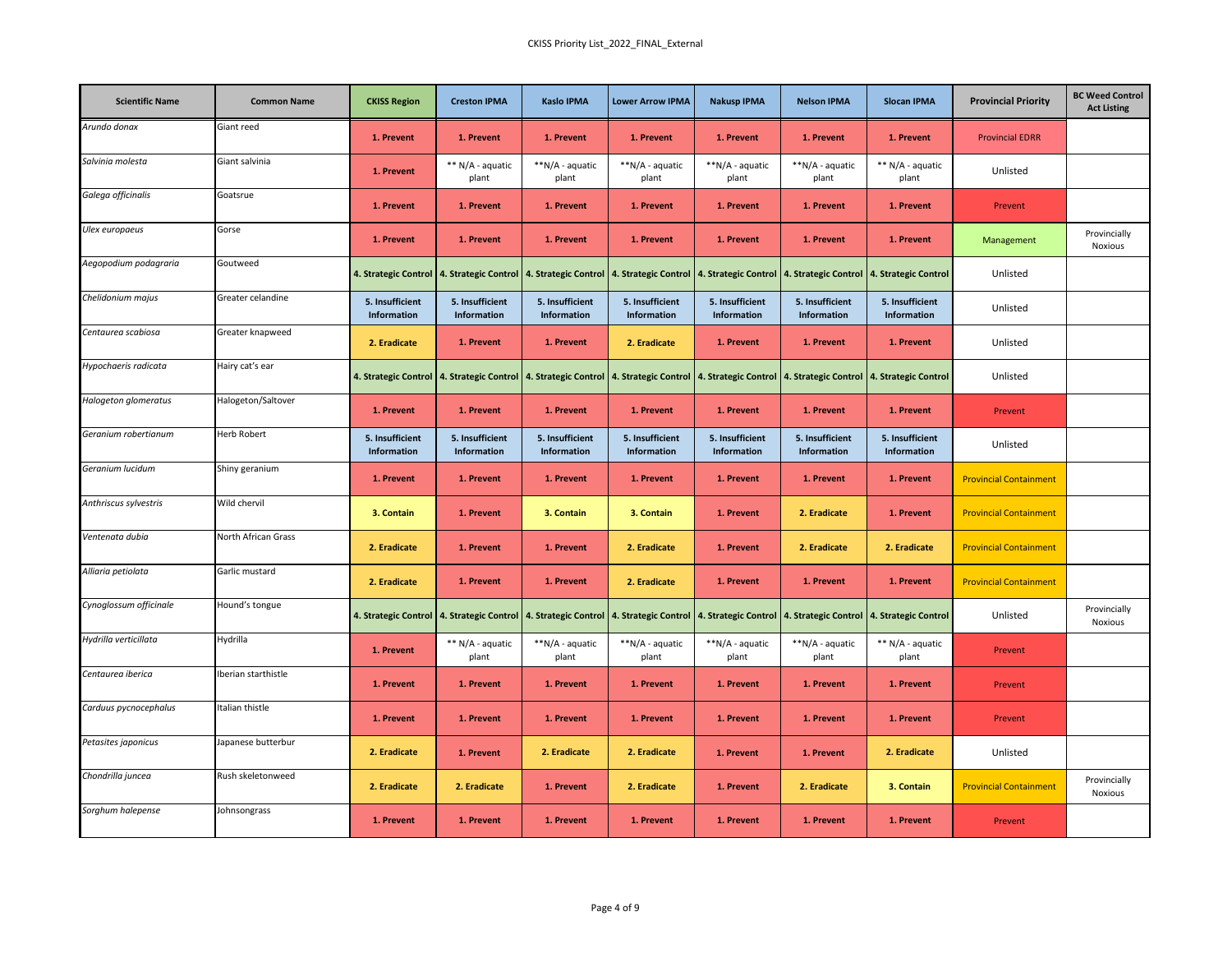| Scientific Name | Common Name | CKISS Region | Creston IPMA | Kaslo IPMA | Lower Arrow IPMA | Nakusp IPMA | Nelson IPMA | Slocan IPMA | Provincial Priority | BC Weed Control Act Listing |
|---|---|---|---|---|---|---|---|---|---|---|
| *Arundo donax* | Giant reed | 1. Prevent | 1. Prevent | 1. Prevent | 1. Prevent | 1. Prevent | 1. Prevent | 1. Prevent | Provincial EDRR | |
| *Salvinia molesta* | Giant salvinia | 1. Prevent | ** N/A - aquatic plant | **N/A - aquatic plant | **N/A - aquatic plant | **N/A - aquatic plant | **N/A - aquatic plant | ** N/A - aquatic plant | Unlisted | |
| *Galega officinalis* | Goatsrue | 1. Prevent | 1. Prevent | 1. Prevent | 1. Prevent | 1. Prevent | 1. Prevent | 1. Prevent | Prevent | |
| *Ulex europaeus* | Gorse | 1. Prevent | 1. Prevent | 1. Prevent | 1. Prevent | 1. Prevent | 1. Prevent | 1. Prevent | Management | Provincially Noxious |
| *Aegopodium podagraria* | Goutweed | 4. Strategic Control | 4. Strategic Control | 4. Strategic Control | 4. Strategic Control | 4. Strategic Control | 4. Strategic Control | 4. Strategic Control | Unlisted | |
| *Chelidonium majus* | Greater celandine | 5. Insufficient Information | 5. Insufficient Information | 5. Insufficient Information | 5. Insufficient Information | 5. Insufficient Information | 5. Insufficient Information | 5. Insufficient Information | Unlisted | |
| *Centaurea scabiosa* | Greater knapweed | 2. Eradicate | 1. Prevent | 1. Prevent | 2. Eradicate | 1. Prevent | 1. Prevent | 1. Prevent | Unlisted | |
| *Hypochaeris radicata* | Hairy cat's ear | 4. Strategic Control | 4. Strategic Control | 4. Strategic Control | 4. Strategic Control | 4. Strategic Control | 4. Strategic Control | 4. Strategic Control | Unlisted | |
| *Halogeton glomeratus* | Halogeton/Saltover | 1. Prevent | 1. Prevent | 1. Prevent | 1. Prevent | 1. Prevent | 1. Prevent | 1. Prevent | Prevent | |
| *Geranium robertianum* | Herb Robert | 5. Insufficient Information | 5. Insufficient Information | 5. Insufficient Information | 5. Insufficient Information | 5. Insufficient Information | 5. Insufficient Information | 5. Insufficient Information | Unlisted | |
| *Geranium lucidum* | Shiny geranium | 1. Prevent | 1. Prevent | 1. Prevent | 1. Prevent | 1. Prevent | 1. Prevent | 1. Prevent | Provincial Containment | |
| *Anthriscus sylvestris* | Wild chervil | 3. Contain | 1. Prevent | 3. Contain | 3. Contain | 1. Prevent | 2. Eradicate | 1. Prevent | Provincial Containment | |
| *Ventenata dubia* | North African Grass | 2. Eradicate | 1. Prevent | 1. Prevent | 2. Eradicate | 1. Prevent | 2. Eradicate | 2. Eradicate | Provincial Containment | |
| *Alliaria petiolata* | Garlic mustard | 2. Eradicate | 1. Prevent | 1. Prevent | 2. Eradicate | 1. Prevent | 1. Prevent | 1. Prevent | Provincial Containment | |
| *Cynoglossum officinale* | Hound's tongue | 4. Strategic Control | 4. Strategic Control | 4. Strategic Control | 4. Strategic Control | 4. Strategic Control | 4. Strategic Control | 4. Strategic Control | Unlisted | Provincially Noxious |
| *Hydrilla verticillata* | Hydrilla | 1. Prevent | ** N/A - aquatic plant | **N/A - aquatic plant | **N/A - aquatic plant | **N/A - aquatic plant | **N/A - aquatic plant | ** N/A - aquatic plant | Prevent | |
| *Centaurea iberica* | Iberian starthistle | 1. Prevent | 1. Prevent | 1. Prevent | 1. Prevent | 1. Prevent | 1. Prevent | 1. Prevent | Prevent | |
| *Carduus pycnocephalus* | Italian thistle | 1. Prevent | 1. Prevent | 1. Prevent | 1. Prevent | 1. Prevent | 1. Prevent | 1. Prevent | Prevent | |
| *Petasites japonicus* | Japanese butterbur | 2. Eradicate | 1. Prevent | 2. Eradicate | 2. Eradicate | 1. Prevent | 1. Prevent | 2. Eradicate | Unlisted | |
| *Chondrilla juncea* | Rush skeletonweed | 2. Eradicate | 2. Eradicate | 1. Prevent | 2. Eradicate | 1. Prevent | 2. Eradicate | 3. Contain | Provincial Containment | Provincially Noxious |
| *Sorghum halepense* | Johnsongrass | 1. Prevent | 1. Prevent | 1. Prevent | 1. Prevent | 1. Prevent | 1. Prevent | 1. Prevent | Prevent | |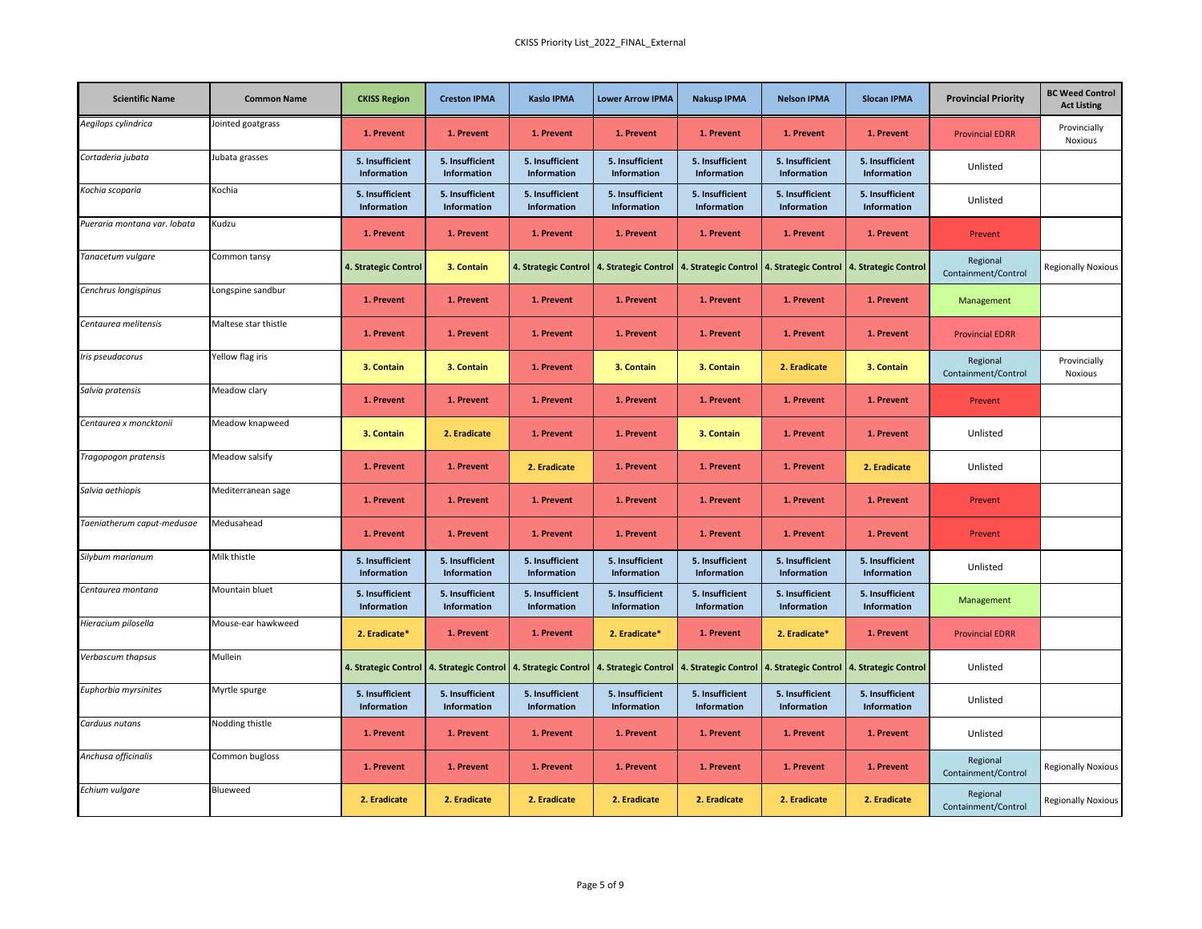| Scientific Name | Common Name | CKISS Region | Creston IPMA | Kaslo IPMA | Lower Arrow IPMA | Nakusp IPMA | Nelson IPMA | Slocan IPMA | Provincial Priority | BC Weed Control Act Listing |
|---|---|---|---|---|---|---|---|---|---|---|
| *Aegilops cylindrica* | Jointed goatgrass | 1. Prevent | 1. Prevent | 1. Prevent | 1. Prevent | 1. Prevent | 1. Prevent | 1. Prevent | Provincial EDRR | Provincially Noxious |
| *Cortaderia jubata* | Jubata grasses | 5. Insufficient Information | 5. Insufficient Information | 5. Insufficient Information | 5. Insufficient Information | 5. Insufficient Information | 5. Insufficient Information | 5. Insufficient Information | Unlisted | |
| *Kochia scoparia* | Kochia | 5. Insufficient Information | 5. Insufficient Information | 5. Insufficient Information | 5. Insufficient Information | 5. Insufficient Information | 5. Insufficient Information | 5. Insufficient Information | Unlisted | |
| *Pueraria montana var. lobata* | Kudzu | 1. Prevent | 1. Prevent | 1. Prevent | 1. Prevent | 1. Prevent | 1. Prevent | 1. Prevent | Prevent | |
| *Tanacetum vulgare* | Common tansy | 4. Strategic Control | 3. Contain | 4. Strategic Control | 4. Strategic Control | 4. Strategic Control | 4. Strategic Control | 4. Strategic Control | Regional Containment/Control | Regionally Noxious |
| *Cenchrus longispinus* | Longspine sandbur | 1. Prevent | 1. Prevent | 1. Prevent | 1. Prevent | 1. Prevent | 1. Prevent | 1. Prevent | Management | |
| *Centaurea melitensis* | Maltese star thistle | 1. Prevent | 1. Prevent | 1. Prevent | 1. Prevent | 1. Prevent | 1. Prevent | 1. Prevent | Provincial EDRR | |
| *Iris pseudacorus* | Yellow flag iris | 3. Contain | 3. Contain | 1. Prevent | 3. Contain | 3. Contain | 2. Eradicate | 3. Contain | Regional Containment/Control | Provincially Noxious |
| *Salvia pratensis* | Meadow clary | 1. Prevent | 1. Prevent | 1. Prevent | 1. Prevent | 1. Prevent | 1. Prevent | 1. Prevent | Prevent | |
| *Centaurea x moncktonii* | Meadow knapweed | 3. Contain | 2. Eradicate | 1. Prevent | 1. Prevent | 3. Contain | 1. Prevent | 1. Prevent | Unlisted | |
| *Tragopogon pratensis* | Meadow salsify | 1. Prevent | 1. Prevent | 2. Eradicate | 1. Prevent | 1. Prevent | 1. Prevent | 2. Eradicate | Unlisted | |
| *Salvia aethiopis* | Mediterranean sage | 1. Prevent | 1. Prevent | 1. Prevent | 1. Prevent | 1. Prevent | 1. Prevent | 1. Prevent | Prevent | |
| *Taeniatherum caput-medusae* | Medusahead | 1. Prevent | 1. Prevent | 1. Prevent | 1. Prevent | 1. Prevent | 1. Prevent | 1. Prevent | Prevent | |
| *Silybum marianum* | Milk thistle | 5. Insufficient Information | 5. Insufficient Information | 5. Insufficient Information | 5. Insufficient Information | 5. Insufficient Information | 5. Insufficient Information | 5. Insufficient Information | Unlisted | |
| *Centaurea montana* | Mountain bluet | 5. Insufficient Information | 5. Insufficient Information | 5. Insufficient Information | 5. Insufficient Information | 5. Insufficient Information | 5. Insufficient Information | 5. Insufficient Information | Management | |
| *Hieracium pilosella* | Mouse-ear hawkweed | 2. Eradicate* | 1. Prevent | 1. Prevent | 2. Eradicate* | 1. Prevent | 2. Eradicate* | 1. Prevent | Provincial EDRR | |
| *Verbascum thapsus* | Mullein | 4. Strategic Control | 4. Strategic Control | 4. Strategic Control | 4. Strategic Control | 4. Strategic Control | 4. Strategic Control | 4. Strategic Control | Unlisted | |
| *Euphorbia myrsinites* | Myrtle spurge | 5. Insufficient Information | 5. Insufficient Information | 5. Insufficient Information | 5. Insufficient Information | 5. Insufficient Information | 5. Insufficient Information | 5. Insufficient Information | Unlisted | |
| *Carduus nutans* | Nodding thistle | 1. Prevent | 1. Prevent | 1. Prevent | 1. Prevent | 1. Prevent | 1. Prevent | 1. Prevent | Unlisted | |
| *Anchusa officinalis* | Common bugloss | 1. Prevent | 1. Prevent | 1. Prevent | 1. Prevent | 1. Prevent | 1. Prevent | 1. Prevent | Regional Containment/Control | Regionally Noxious |
| *Echium vulgare* | Blueweed | 2. Eradicate | 2. Eradicate | 2. Eradicate | 2. Eradicate | 2. Eradicate | 2. Eradicate | 2. Eradicate | Regional Containment/Control | Regionally Noxious |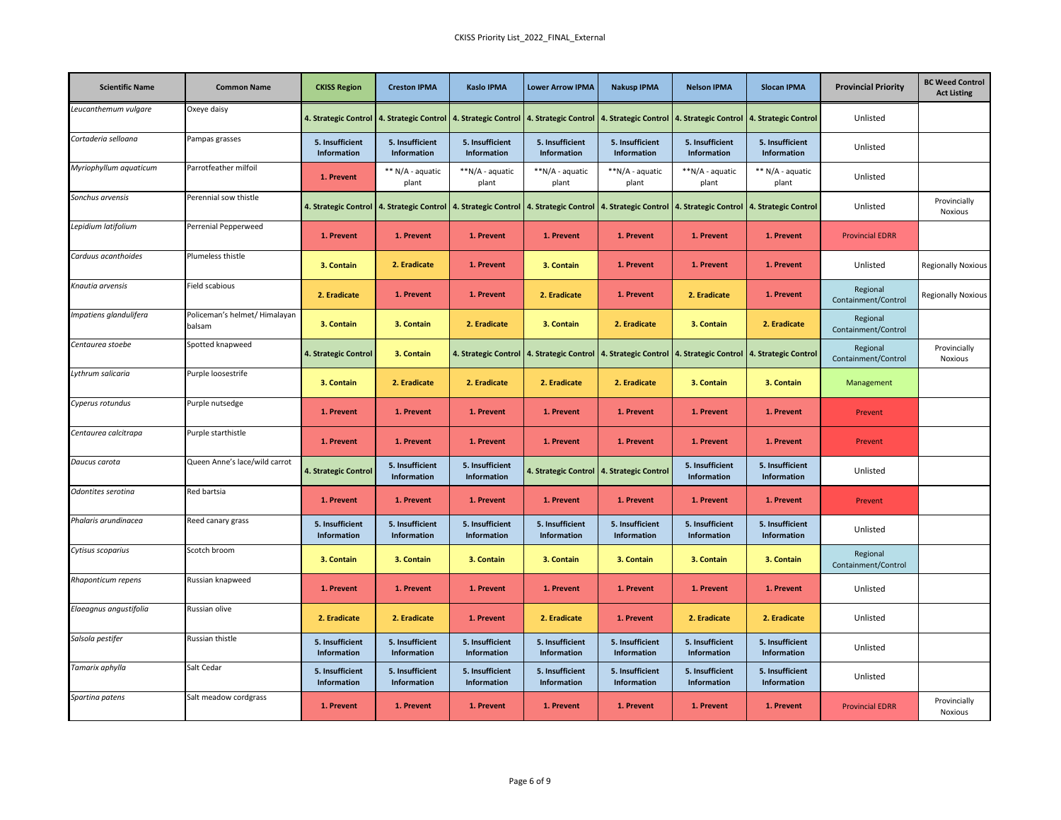| Scientific Name | Common Name | CKISS Region | Creston IPMA | Kaslo IPMA | Lower Arrow IPMA | Nakusp IPMA | Nelson IPMA | Slocan IPMA | Provincial Priority | BC Weed Control Act Listing |
|---|---|---|---|---|---|---|---|---|---|---|
| *Leucanthemum vulgare* | Oxeye daisy | 4. Strategic Control | 4. Strategic Control | 4. Strategic Control | 4. Strategic Control | 4. Strategic Control | 4. Strategic Control | 4. Strategic Control | Unlisted | |
| *Cortaderia selloana* | Pampas grasses | 5. Insufficient Information | 5. Insufficient Information | 5. Insufficient Information | 5. Insufficient Information | 5. Insufficient Information | 5. Insufficient Information | 5. Insufficient Information | Unlisted | |
| *Myriophyllum aquaticum* | Parrotfeather milfoil | 1. Prevent | ** N/A - aquatic plant | **N/A - aquatic plant | **N/A - aquatic plant | **N/A - aquatic plant | **N/A - aquatic plant | ** N/A - aquatic plant | Unlisted | |
| *Sonchus arvensis* | Perennial sow thistle | 4. Strategic Control | 4. Strategic Control | 4. Strategic Control | 4. Strategic Control | 4. Strategic Control | 4. Strategic Control | 4. Strategic Control | Unlisted | Provincially Noxious |
| *Lepidium latifolium* | Perrenial Pepperweed | 1. Prevent | 1. Prevent | 1. Prevent | 1. Prevent | 1. Prevent | 1. Prevent | 1. Prevent | Provincial EDRR | |
| *Carduus acanthoides* | Plumeless thistle | 3. Contain | 2. Eradicate | 1. Prevent | 3. Contain | 1. Prevent | 1. Prevent | 1. Prevent | Unlisted | Regionally Noxious |
| *Knautia arvensis* | Field scabious | 2. Eradicate | 1. Prevent | 1. Prevent | 2. Eradicate | 1. Prevent | 2. Eradicate | 1. Prevent | Regional Containment/Control | Regionally Noxious |
| *Impatiens glandulifera* | Policeman's helmet/ Himalayan balsam | 3. Contain | 3. Contain | 2. Eradicate | 3. Contain | 2. Eradicate | 3. Contain | 2. Eradicate | Regional Containment/Control | |
| *Centaurea stoebe* | Spotted knapweed | 4. Strategic Control | 3. Contain | 4. Strategic Control | 4. Strategic Control | 4. Strategic Control | 4. Strategic Control | 4. Strategic Control | Regional Containment/Control | Provincially Noxious |
| *Lythrum salicaria* | Purple loosestrife | 3. Contain | 2. Eradicate | 2. Eradicate | 2. Eradicate | 2. Eradicate | 3. Contain | 3. Contain | Management | |
| *Cyperus rotundus* | Purple nutsedge | 1. Prevent | 1. Prevent | 1. Prevent | 1. Prevent | 1. Prevent | 1. Prevent | 1. Prevent | Prevent | |
| *Centaurea calcitrapa* | Purple starthistle | 1. Prevent | 1. Prevent | 1. Prevent | 1. Prevent | 1. Prevent | 1. Prevent | 1. Prevent | Prevent | |
| *Daucus carota* | Queen Anne's lace/wild carrot | 4. Strategic Control | 5. Insufficient Information | 5. Insufficient Information | 4. Strategic Control | 4. Strategic Control | 5. Insufficient Information | 5. Insufficient Information | Unlisted | |
| *Odontites serotina* | Red bartsia | 1. Prevent | 1. Prevent | 1. Prevent | 1. Prevent | 1. Prevent | 1. Prevent | 1. Prevent | Prevent | |
| *Phalaris arundinacea* | Reed canary grass | 5. Insufficient Information | 5. Insufficient Information | 5. Insufficient Information | 5. Insufficient Information | 5. Insufficient Information | 5. Insufficient Information | 5. Insufficient Information | Unlisted | |
| *Cytisus scoparius* | Scotch broom | 3. Contain | 3. Contain | 3. Contain | 3. Contain | 3. Contain | 3. Contain | 3. Contain | Regional Containment/Control | |
| *Rhaponticum repens* | Russian knapweed | 1. Prevent | 1. Prevent | 1. Prevent | 1. Prevent | 1. Prevent | 1. Prevent | 1. Prevent | Unlisted | |
| *Elaeagnus angustifolia* | Russian olive | 2. Eradicate | 2. Eradicate | 1. Prevent | 2. Eradicate | 1. Prevent | 2. Eradicate | 2. Eradicate | Unlisted | |
| *Salsola pestifer* | Russian thistle | 5. Insufficient Information | 5. Insufficient Information | 5. Insufficient Information | 5. Insufficient Information | 5. Insufficient Information | 5. Insufficient Information | 5. Insufficient Information | Unlisted | |
| *Tamarix aphylla* | Salt Cedar | 5. Insufficient Information | 5. Insufficient Information | 5. Insufficient Information | 5. Insufficient Information | 5. Insufficient Information | 5. Insufficient Information | 5. Insufficient Information | Unlisted | |
| *Spartina patens* | Salt meadow cordgrass | 1. Prevent | 1. Prevent | 1. Prevent | 1. Prevent | 1. Prevent | 1. Prevent | 1. Prevent | Provincial EDRR | Provincially Noxious |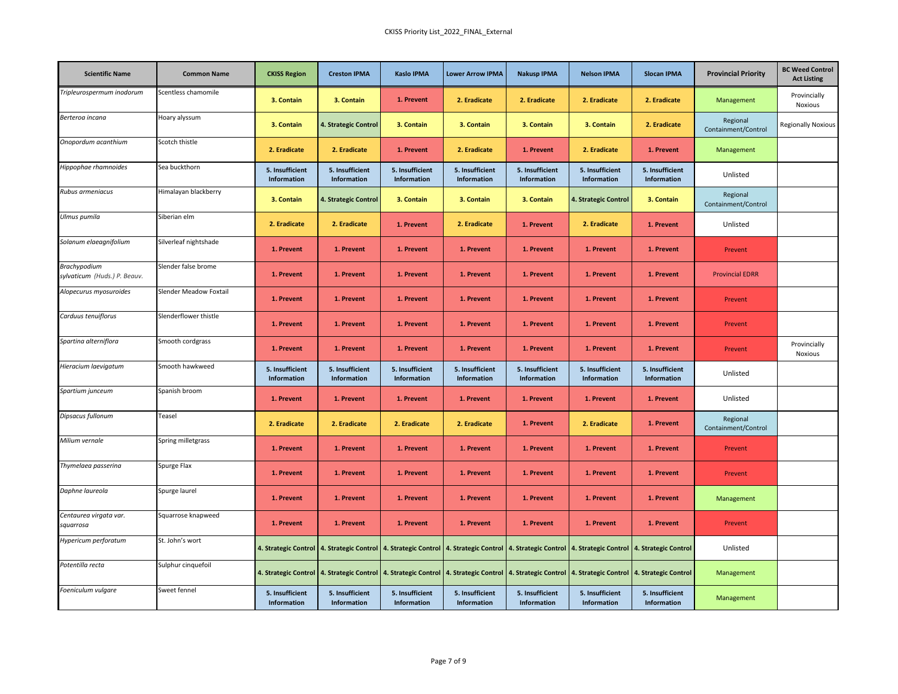| Scientific Name | Common Name | CKISS Region | Creston IPMA | Kaslo IPMA | Lower Arrow IPMA | Nakusp IPMA | Nelson IPMA | Slocan IPMA | Provincial Priority | BC Weed Control Act Listing |
|---|---|---|---|---|---|---|---|---|---|---|
| *Tripleurospermum inodorum* | Scentless chamomile | 3. Contain | 3. Contain | 1. Prevent | 2. Eradicate | 2. Eradicate | 2. Eradicate | 2. Eradicate | Management | Provincially Noxious |
| *Berteroa incana* | Hoary alyssum | 3. Contain | 4. Strategic Control | 3. Contain | 3. Contain | 3. Contain | 3. Contain | 2. Eradicate | Regional Containment/Control | Regionally Noxious |
| *Onopordum acanthium* | Scotch thistle | 2. Eradicate | 2. Eradicate | 1. Prevent | 2. Eradicate | 1. Prevent | 2. Eradicate | 1. Prevent | Management | |
| *Hippophae rhamnoides* | Sea buckthorn | 5. Insufficient Information | 5. Insufficient Information | 5. Insufficient Information | 5. Insufficient Information | 5. Insufficient Information | 5. Insufficient Information | 5. Insufficient Information | Unlisted | |
| *Rubus armeniacus* | Himalayan blackberry | 3. Contain | 4. Strategic Control | 3. Contain | 3. Contain | 3. Contain | 4. Strategic Control | 3. Contain | Regional Containment/Control | |
| *Ulmus pumila* | Siberian elm | 2. Eradicate | 2. Eradicate | 1. Prevent | 2. Eradicate | 1. Prevent | 2. Eradicate | 1. Prevent | Unlisted | |
| *Solanum elaeagnifolium* | Silverleaf nightshade | 1. Prevent | 1. Prevent | 1. Prevent | 1. Prevent | 1. Prevent | 1. Prevent | 1. Prevent | Prevent | |
| *Brachypodium sylvaticum (Huds.) P. Beauv.* | Slender false brome | 1. Prevent | 1. Prevent | 1. Prevent | 1. Prevent | 1. Prevent | 1. Prevent | 1. Prevent | Provincial EDRR | |
| *Alopecurus myosuroides* | Slender Meadow Foxtail | 1. Prevent | 1. Prevent | 1. Prevent | 1. Prevent | 1. Prevent | 1. Prevent | 1. Prevent | Prevent | |
| *Carduus tenuiflorus* | Slenderflower thistle | 1. Prevent | 1. Prevent | 1. Prevent | 1. Prevent | 1. Prevent | 1. Prevent | 1. Prevent | Prevent | |
| *Spartina alterniflora* | Smooth cordgrass | 1. Prevent | 1. Prevent | 1. Prevent | 1. Prevent | 1. Prevent | 1. Prevent | 1. Prevent | Prevent | Provincially Noxious |
| *Hieracium laevigatum* | Smooth hawkweed | 5. Insufficient Information | 5. Insufficient Information | 5. Insufficient Information | 5. Insufficient Information | 5. Insufficient Information | 5. Insufficient Information | 5. Insufficient Information | Unlisted | |
| *Spartium junceum* | Spanish broom | 1. Prevent | 1. Prevent | 1. Prevent | 1. Prevent | 1. Prevent | 1. Prevent | 1. Prevent | Unlisted | |
| *Dipsacus fullonum* | Teasel | 2. Eradicate | 2. Eradicate | 2. Eradicate | 2. Eradicate | 1. Prevent | 2. Eradicate | 1. Prevent | Regional Containment/Control | |
| *Milium vernale* | Spring milletgrass | 1. Prevent | 1. Prevent | 1. Prevent | 1. Prevent | 1. Prevent | 1. Prevent | 1. Prevent | Prevent | |
| *Thymelaea passerina* | Spurge Flax | 1. Prevent | 1. Prevent | 1. Prevent | 1. Prevent | 1. Prevent | 1. Prevent | 1. Prevent | Prevent | |
| *Daphne laureola* | Spurge laurel | 1. Prevent | 1. Prevent | 1. Prevent | 1. Prevent | 1. Prevent | 1. Prevent | 1. Prevent | Management | |
| *Centaurea virgata var. squarrosa* | Squarrose knapweed | 1. Prevent | 1. Prevent | 1. Prevent | 1. Prevent | 1. Prevent | 1. Prevent | 1. Prevent | Prevent | |
| *Hypericum perforatum* | St. John's wort | 4. Strategic Control | 4. Strategic Control | 4. Strategic Control | 4. Strategic Control | 4. Strategic Control | 4. Strategic Control | 4. Strategic Control | Unlisted | |
| *Potentilla recta* | Sulphur cinquefoil | 4. Strategic Control | 4. Strategic Control | 4. Strategic Control | 4. Strategic Control | 4. Strategic Control | 4. Strategic Control | 4. Strategic Control | Management | |
| *Foeniculum vulgare* | Sweet fennel | 5. Insufficient Information | 5. Insufficient Information | 5. Insufficient Information | 5. Insufficient Information | 5. Insufficient Information | 5. Insufficient Information | 5. Insufficient Information | Management | |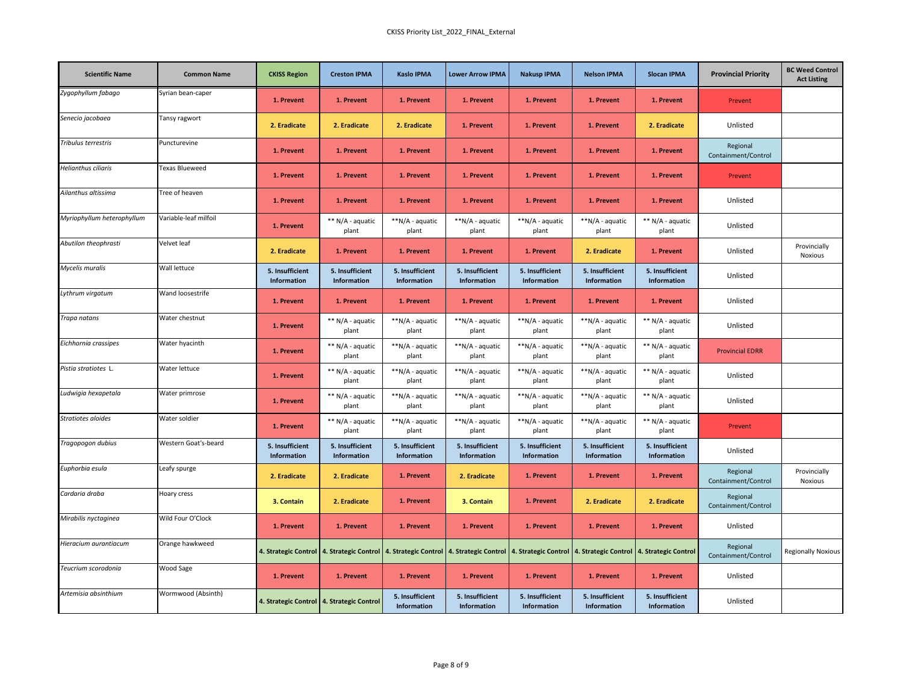| Scientific Name | Common Name | CKISS Region | Creston IPMA | Kaslo IPMA | Lower Arrow IPMA | Nakusp IPMA | Nelson IPMA | Slocan IPMA | Provincial Priority | BC Weed Control Act Listing |
|---|---|---|---|---|---|---|---|---|---|---|
| *Zygophyllum fabago* | Syrian bean-caper | 1. Prevent | 1. Prevent | 1. Prevent | 1. Prevent | 1. Prevent | 1. Prevent | 1. Prevent | Prevent | |
| *Senecio jacobaea* | Tansy ragwort | 2. Eradicate | 2. Eradicate | 2. Eradicate | 1. Prevent | 1. Prevent | 1. Prevent | 2. Eradicate | Unlisted | |
| *Tribulus terrestris* | Puncturevine | 1. Prevent | 1. Prevent | 1. Prevent | 1. Prevent | 1. Prevent | 1. Prevent | 1. Prevent | Regional Containment/Control | |
| *Helianthus ciliaris* | Texas Blueweed | 1. Prevent | 1. Prevent | 1. Prevent | 1. Prevent | 1. Prevent | 1. Prevent | 1. Prevent | Prevent | |
| *Ailanthus altissima* | Tree of heaven | 1. Prevent | 1. Prevent | 1. Prevent | 1. Prevent | 1. Prevent | 1. Prevent | 1. Prevent | Unlisted | |
| *Myriophyllum heterophyllum* | Variable-leaf milfoil | 1. Prevent | ** N/A - aquatic plant | **N/A - aquatic plant | **N/A - aquatic plant | **N/A - aquatic plant | **N/A - aquatic plant | ** N/A - aquatic plant | Unlisted | |
| *Abutilon theophrasti* | Velvet leaf | 2. Eradicate | 1. Prevent | 1. Prevent | 1. Prevent | 1. Prevent | 2. Eradicate | 1. Prevent | Unlisted | Provincially Noxious |
| *Mycelis muralis* | Wall lettuce | 5. Insufficient Information | 5. Insufficient Information | 5. Insufficient Information | 5. Insufficient Information | 5. Insufficient Information | 5. Insufficient Information | 5. Insufficient Information | Unlisted | |
| *Lythrum virgatum* | Wand loosestrife | 1. Prevent | 1. Prevent | 1. Prevent | 1. Prevent | 1. Prevent | 1. Prevent | 1. Prevent | Unlisted | |
| *Trapa natans* | Water chestnut | 1. Prevent | ** N/A - aquatic plant | **N/A - aquatic plant | **N/A - aquatic plant | **N/A - aquatic plant | **N/A - aquatic plant | ** N/A - aquatic plant | Unlisted | |
| *Eichhornia crassipes* | Water hyacinth | 1. Prevent | ** N/A - aquatic plant | **N/A - aquatic plant | **N/A - aquatic plant | **N/A - aquatic plant | **N/A - aquatic plant | ** N/A - aquatic plant | Provincial EDRR | |
| *Pistia stratiotes* L. | Water lettuce | 1. Prevent | ** N/A - aquatic plant | **N/A - aquatic plant | **N/A - aquatic plant | **N/A - aquatic plant | **N/A - aquatic plant | ** N/A - aquatic plant | Unlisted | |
| *Ludwigia hexapetala* | Water primrose | 1. Prevent | ** N/A - aquatic plant | **N/A - aquatic plant | **N/A - aquatic plant | **N/A - aquatic plant | **N/A - aquatic plant | ** N/A - aquatic plant | Unlisted | |
| *Stratiotes aloides* | Water soldier | 1. Prevent | ** N/A - aquatic plant | **N/A - aquatic plant | **N/A - aquatic plant | **N/A - aquatic plant | **N/A - aquatic plant | ** N/A - aquatic plant | Prevent | |
| *Tragopogon dubius* | Western Goat's-beard | 5. Insufficient Information | 5. Insufficient Information | 5. Insufficient Information | 5. Insufficient Information | 5. Insufficient Information | 5. Insufficient Information | 5. Insufficient Information | Unlisted | |
| *Euphorbia esula* | Leafy spurge | 2. Eradicate | 2. Eradicate | 1. Prevent | 2. Eradicate | 1. Prevent | 1. Prevent | 1. Prevent | Regional Containment/Control | Provincially Noxious |
| *Cardaria draba* | Hoary cress | 3. Contain | 2. Eradicate | 1. Prevent | 3. Contain | 1. Prevent | 2. Eradicate | 2. Eradicate | Regional Containment/Control | |
| *Mirabilis nyctaginea* | Wild Four O'Clock | 1. Prevent | 1. Prevent | 1. Prevent | 1. Prevent | 1. Prevent | 1. Prevent | 1. Prevent | Unlisted | |
| *Hieracium aurantiacum* | Orange hawkweed | 4. Strategic Control | 4. Strategic Control | 4. Strategic Control | 4. Strategic Control | 4. Strategic Control | 4. Strategic Control | 4. Strategic Control | Regional Containment/Control | Regionally Noxious |
| *Teucrium scorodonia* | Wood Sage | 1. Prevent | 1. Prevent | 1. Prevent | 1. Prevent | 1. Prevent | 1. Prevent | 1. Prevent | Unlisted | |
| *Artemisia absinthium* | Wormwood (Absinth) | 4. Strategic Control | 4. Strategic Control | 5. Insufficient Information | 5. Insufficient Information | 5. Insufficient Information | 5. Insufficient Information | 5. Insufficient Information | Unlisted | |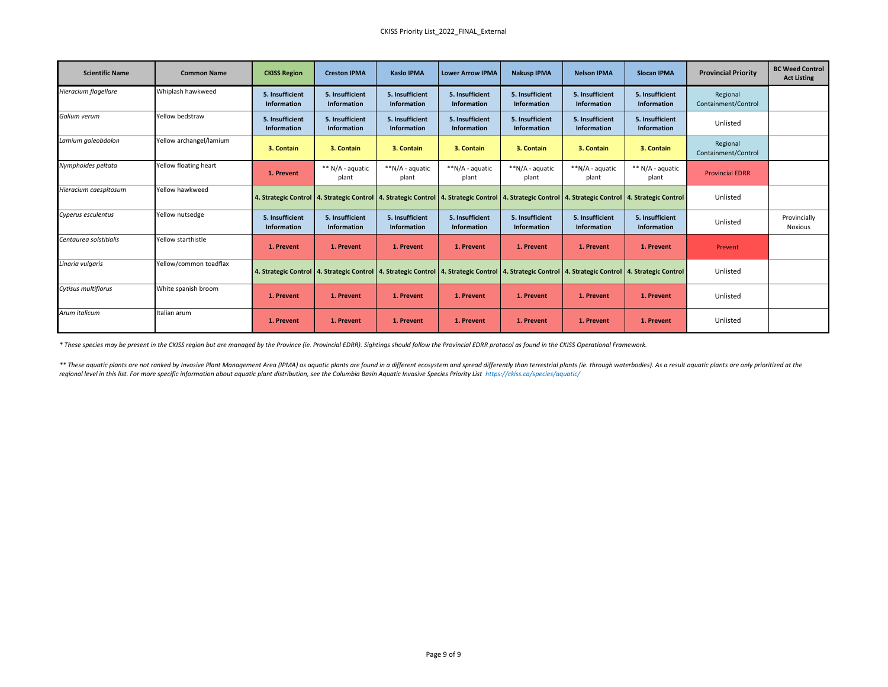| Scientific Name | Common Name | CKISS Region | Creston IPMA | Kaslo IPMA | Lower Arrow IPMA | Nakusp IPMA | Nelson IPMA | Slocan IPMA | Provincial Priority | BC Weed Control Act Listing |
|---|---|---|---|---|---|---|---|---|---|---|
| *Hieracium flagellare* | Whiplash hawkweed | **5. Insufficient Information** | **5. Insufficient Information** | **5. Insufficient Information** | **5. Insufficient Information** | **5. Insufficient Information** | **5. Insufficient Information** | **5. Insufficient Information** | Regional Containment/Control | |
| *Galium verum* | Yellow bedstraw | **5. Insufficient Information** | **5. Insufficient Information** | **5. Insufficient Information** | **5. Insufficient Information** | **5. Insufficient Information** | **5. Insufficient Information** | **5. Insufficient Information** | Unlisted | |
| *Lamium galeobdolon* | Yellow archangel/lamium | **3. Contain** | **3. Contain** | **3. Contain** | **3. Contain** | **3. Contain** | **3. Contain** | **3. Contain** | Regional Containment/Control | |
| *Nymphoides peltata* | Yellow floating heart | **1. Prevent** | ** N/A - aquatic plant | **N/A - aquatic plant | **N/A - aquatic plant | **N/A - aquatic plant | **N/A - aquatic plant | ** N/A - aquatic plant | Provincial EDRR | |
| *Hieracium caespitosum* | Yellow hawkweed | **4. Strategic Control** | **4. Strategic Control** | **4. Strategic Control** | **4. Strategic Control** | **4. Strategic Control** | **4. Strategic Control** | **4. Strategic Control** | Unlisted | |
| *Cyperus esculentus* | Yellow nutsedge | **5. Insufficient Information** | **5. Insufficient Information** | **5. Insufficient Information** | **5. Insufficient Information** | **5. Insufficient Information** | **5. Insufficient Information** | **5. Insufficient Information** | Unlisted | Provincially Noxious |
| *Centaurea solstitialis* | Yellow starthistle | **1. Prevent** | **1. Prevent** | **1. Prevent** | **1. Prevent** | **1. Prevent** | **1. Prevent** | **1. Prevent** | Prevent | |
| *Linaria vulgaris* | Yellow/common toadflax | **4. Strategic Control** | **4. Strategic Control** | **4. Strategic Control** | **4. Strategic Control** | **4. Strategic Control** | **4. Strategic Control** | **4. Strategic Control** | Unlisted | |
| *Cytisus multiflorus* | White spanish broom | **1. Prevent** | **1. Prevent** | **1. Prevent** | **1. Prevent** | **1. Prevent** | **1. Prevent** | **1. Prevent** | Unlisted | |
| *Arum italicum* | Italian arum | **1. Prevent** | **1. Prevent** | **1. Prevent** | **1. Prevent** | **1. Prevent** | **1. Prevent** | **1. Prevent** | Unlisted | |

*\* These species may be present in the CKISS region but are managed by the Province (ie. Provincial EDRR). Sightings should follow the Provincial EDRR protocol as found in the CKISS Operational Framework.*

*\*\* These aquatic plants are not ranked by Invasive Plant Management Area (IPMA) as aquatic plants are found in a different ecosystem and spread differently than terrestrial plants (ie. through waterbodies). As a result aquatic plants are only prioritized at the regional level in this list. For more specific information about aquatic plant distribution, see the Columbia Basin Aquatic Invasive Species Priority List https://ckiss.ca/species/aquatic/*